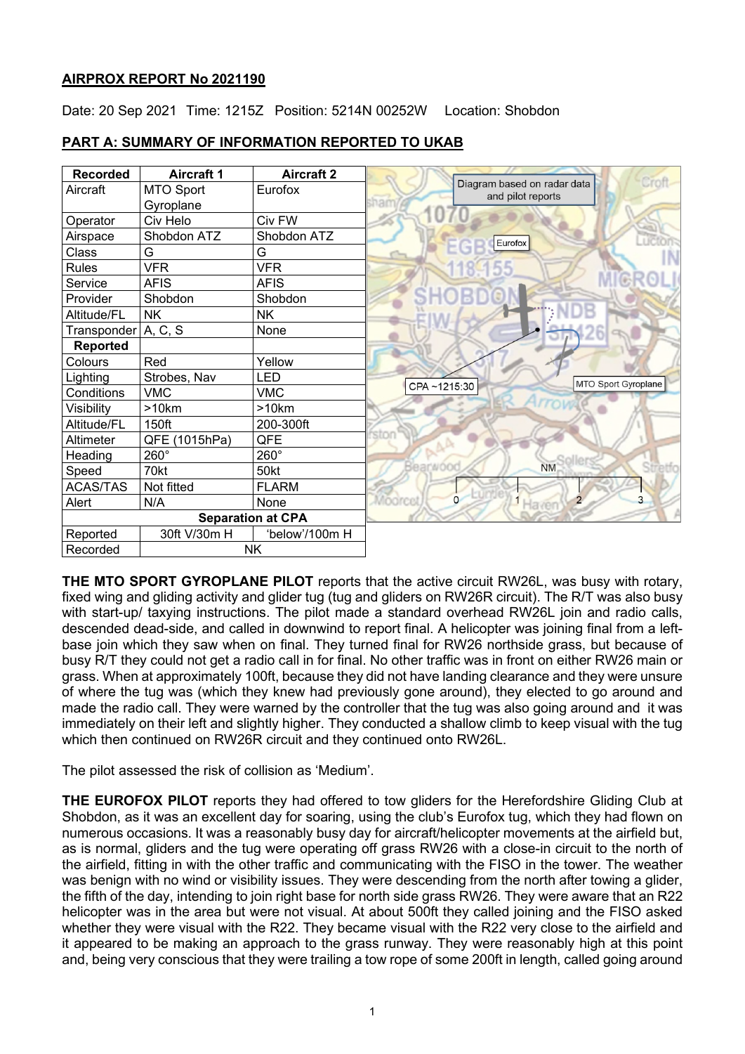**AIRPROX REPORT No 2021190**

Date: 20 Sep 2021 Time: 1215Z Position: 5214N 00252W Location: Shobdon

**PART A: SUMMARY OF INFORMATION REPORTED TO UKAB**

| Recorded | Aircraft 1 | Aircraft 2 |
|---|---|---|
| Aircraft | MTO Sport Gyroplane | Eurofox |
| Operator | Civ Helo | Civ FW |
| Airspace | Shobdon ATZ | Shobdon ATZ |
| Class | G | G |
| Rules | VFR | VFR |
| Service | AFIS | AFIS |
| Provider | Shobdon | Shobdon |
| Altitude/FL | NK | NK |
| Transponder | A, C, S | None |
| **Reported** | | |
| Colours | Red | Yellow |
| Lighting | Strobes, Nav | LED |
| Conditions | VMC | VMC |
| Visibility | >10km | >10km |
| Altitude/FL | 150ft | 200-300ft |
| Altimeter | QFE (1015hPa) | QFE |
| Heading | 260° | 260° |
| Speed | 70kt | 50kt |
| ACAS/TAS | Not fitted | FLARM |
| Alert | N/A | None |
| **Separation at CPA** | | |
| Reported | 30ft V/30m H | 'below'/100m H |
| Recorded | NK | |

Diagram based on radar data and pilot reports

**THE MTO SPORT GYROPLANE PILOT** reports that the active circuit RW26L, was busy with rotary, fixed wing and gliding activity and glider tug (tug and gliders on RW26R circuit). The R/T was also busy with start-up/ taxying instructions. The pilot made a standard overhead RW26L join and radio calls, descended dead-side, and called in downwind to report final. A helicopter was joining final from a left-base join which they saw when on final. They turned final for RW26 northside grass, but because of busy R/T they could not get a radio call in for final. No other traffic was in front on either RW26 main or grass. When at approximately 100ft, because they did not have landing clearance and they were unsure of where the tug was (which they knew had previously gone around), they elected to go around and made the radio call. They were warned by the controller that the tug was also going around and it was immediately on their left and slightly higher. They conducted a shallow climb to keep visual with the tug which then continued on RW26R circuit and they continued onto RW26L.

The pilot assessed the risk of collision as 'Medium'.

**THE EUROFOX PILOT** reports they had offered to tow gliders for the Herefordshire Gliding Club at Shobdon, as it was an excellent day for soaring, using the club's Eurofox tug, which they had flown on numerous occasions. It was a reasonably busy day for aircraft/helicopter movements at the airfield but, as is normal, gliders and the tug were operating off grass RW26 with a close-in circuit to the north of the airfield, fitting in with the other traffic and communicating with the FISO in the tower. The weather was benign with no wind or visibility issues. They were descending from the north after towing a glider, the fifth of the day, intending to join right base for north side grass RW26. They were aware that an R22 helicopter was in the area but were not visual. At about 500ft they called joining and the FISO asked whether they were visual with the R22. They became visual with the R22 very close to the airfield and it appeared to be making an approach to the grass runway. They were reasonably high at this point and, being very conscious that they were trailing a tow rope of some 200ft in length, called going around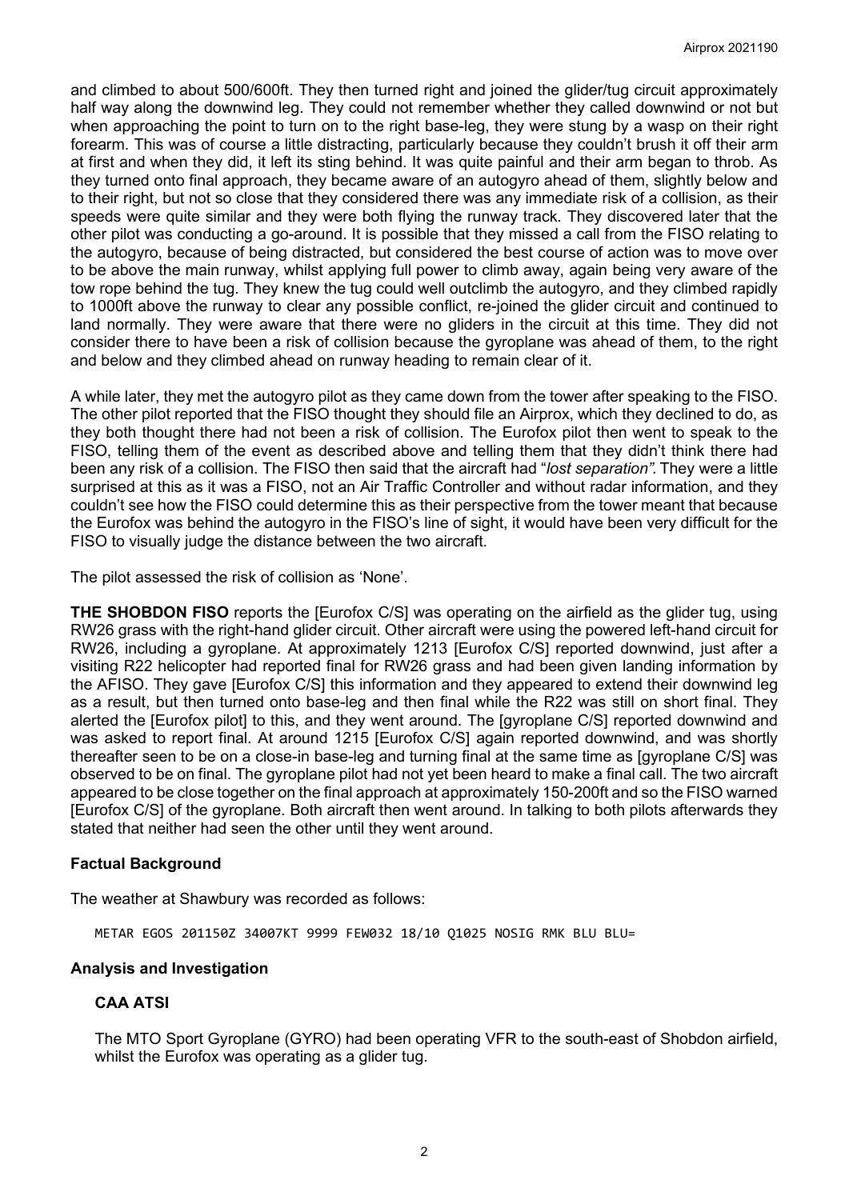and climbed to about 500/600ft. They then turned right and joined the glider/tug circuit approximately half way along the downwind leg. They could not remember whether they called downwind or not but when approaching the point to turn on to the right base-leg, they were stung by a wasp on their right forearm. This was of course a little distracting, particularly because they couldn't brush it off their arm at first and when they did, it left its sting behind. It was quite painful and their arm began to throb. As they turned onto final approach, they became aware of an autogyro ahead of them, slightly below and to their right, but not so close that they considered there was any immediate risk of a collision, as their speeds were quite similar and they were both flying the runway track. They discovered later that the other pilot was conducting a go-around. It is possible that they missed a call from the FISO relating to the autogyro, because of being distracted, but considered the best course of action was to move over to be above the main runway, whilst applying full power to climb away, again being very aware of the tow rope behind the tug. They knew the tug could well outclimb the autogyro, and they climbed rapidly to 1000ft above the runway to clear any possible conflict, re-joined the glider circuit and continued to land normally. They were aware that there were no gliders in the circuit at this time. They did not consider there to have been a risk of collision because the gyroplane was ahead of them, to the right and below and they climbed ahead on runway heading to remain clear of it.

A while later, they met the autogyro pilot as they came down from the tower after speaking to the FISO. The other pilot reported that the FISO thought they should file an Airprox, which they declined to do, as they both thought there had not been a risk of collision. The Eurofox pilot then went to speak to the FISO, telling them of the event as described above and telling them that they didn't think there had been any risk of a collision. The FISO then said that the aircraft had "*lost separation".* They were a little surprised at this as it was a FISO, not an Air Traffic Controller and without radar information, and they couldn't see how the FISO could determine this as their perspective from the tower meant that because the Eurofox was behind the autogyro in the FISO's line of sight, it would have been very difficult for the FISO to visually judge the distance between the two aircraft.

The pilot assessed the risk of collision as 'None'.

**THE SHOBDON FISO** reports the [Eurofox C/S] was operating on the airfield as the glider tug, using RW26 grass with the right-hand glider circuit. Other aircraft were using the powered left-hand circuit for RW26, including a gyroplane. At approximately 1213 [Eurofox C/S] reported downwind, just after a visiting R22 helicopter had reported final for RW26 grass and had been given landing information by the AFISO. They gave [Eurofox C/S] this information and they appeared to extend their downwind leg as a result, but then turned onto base-leg and then final while the R22 was still on short final. They alerted the [Eurofox pilot] to this, and they went around. The [gyroplane C/S] reported downwind and was asked to report final. At around 1215 [Eurofox C/S] again reported downwind, and was shortly thereafter seen to be on a close-in base-leg and turning final at the same time as [gyroplane C/S] was observed to be on final. The gyroplane pilot had not yet been heard to make a final call. The two aircraft appeared to be close together on the final approach at approximately 150-200ft and so the FISO warned [Eurofox C/S] of the gyroplane. Both aircraft then went around. In talking to both pilots afterwards they stated that neither had seen the other until they went around.

## Factual Background

The weather at Shawbury was recorded as follows:

```
METAR EGOS 201150Z 34007KT 9999 FEW032 18/10 Q1025 NOSIG RMK BLU BLU=
```

## Analysis and Investigation

### CAA ATSI

The MTO Sport Gyroplane (GYRO) had been operating VFR to the south-east of Shobdon airfield, whilst the Eurofox was operating as a glider tug.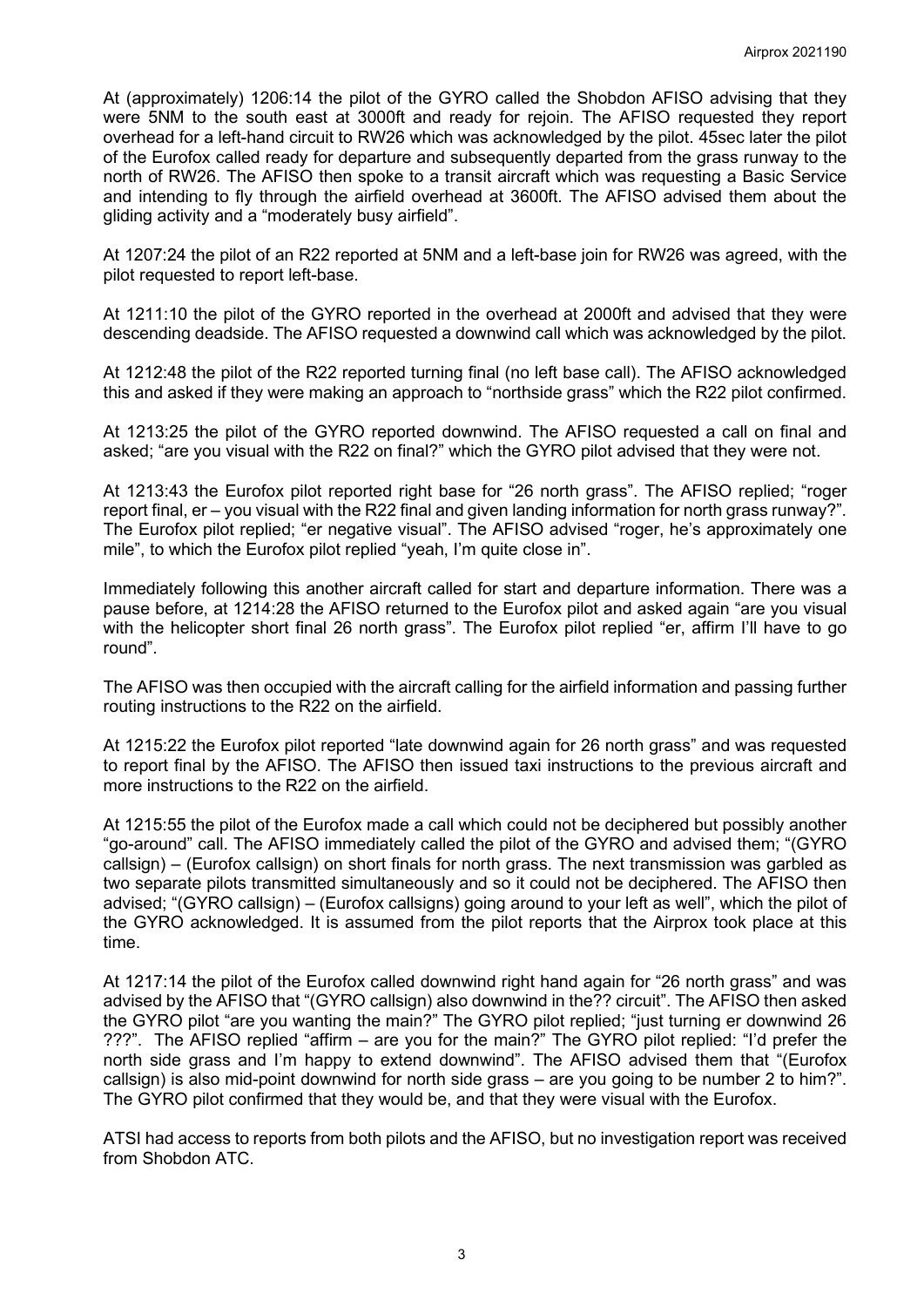At (approximately) 1206:14 the pilot of the GYRO called the Shobdon AFISO advising that they were 5NM to the south east at 3000ft and ready for rejoin. The AFISO requested they report overhead for a left-hand circuit to RW26 which was acknowledged by the pilot. 45sec later the pilot of the Eurofox called ready for departure and subsequently departed from the grass runway to the north of RW26. The AFISO then spoke to a transit aircraft which was requesting a Basic Service and intending to fly through the airfield overhead at 3600ft. The AFISO advised them about the gliding activity and a "moderately busy airfield".

At 1207:24 the pilot of an R22 reported at 5NM and a left-base join for RW26 was agreed, with the pilot requested to report left-base.

At 1211:10 the pilot of the GYRO reported in the overhead at 2000ft and advised that they were descending deadside. The AFISO requested a downwind call which was acknowledged by the pilot.

At 1212:48 the pilot of the R22 reported turning final (no left base call). The AFISO acknowledged this and asked if they were making an approach to "northside grass" which the R22 pilot confirmed.

At 1213:25 the pilot of the GYRO reported downwind. The AFISO requested a call on final and asked; "are you visual with the R22 on final?" which the GYRO pilot advised that they were not.

At 1213:43 the Eurofox pilot reported right base for "26 north grass". The AFISO replied; "roger report final, er – you visual with the R22 final and given landing information for north grass runway?". The Eurofox pilot replied; "er negative visual". The AFISO advised "roger, he's approximately one mile", to which the Eurofox pilot replied "yeah, I'm quite close in".

Immediately following this another aircraft called for start and departure information. There was a pause before, at 1214:28 the AFISO returned to the Eurofox pilot and asked again "are you visual with the helicopter short final 26 north grass". The Eurofox pilot replied "er, affirm I'll have to go round".

The AFISO was then occupied with the aircraft calling for the airfield information and passing further routing instructions to the R22 on the airfield.

At 1215:22 the Eurofox pilot reported "late downwind again for 26 north grass" and was requested to report final by the AFISO. The AFISO then issued taxi instructions to the previous aircraft and more instructions to the R22 on the airfield.

At 1215:55 the pilot of the Eurofox made a call which could not be deciphered but possibly another "go-around" call. The AFISO immediately called the pilot of the GYRO and advised them; "(GYRO callsign) – (Eurofox callsign) on short finals for north grass. The next transmission was garbled as two separate pilots transmitted simultaneously and so it could not be deciphered. The AFISO then advised; "(GYRO callsign) – (Eurofox callsigns) going around to your left as well", which the pilot of the GYRO acknowledged. It is assumed from the pilot reports that the Airprox took place at this time.

At 1217:14 the pilot of the Eurofox called downwind right hand again for "26 north grass" and was advised by the AFISO that "(GYRO callsign) also downwind in the?? circuit". The AFISO then asked the GYRO pilot "are you wanting the main?" The GYRO pilot replied; "just turning er downwind 26 ???". The AFISO replied "affirm – are you for the main?" The GYRO pilot replied: "I'd prefer the north side grass and I'm happy to extend downwind". The AFISO advised them that "(Eurofox callsign) is also mid-point downwind for north side grass – are you going to be number 2 to him?". The GYRO pilot confirmed that they would be, and that they were visual with the Eurofox.

ATSI had access to reports from both pilots and the AFISO, but no investigation report was received from Shobdon ATC.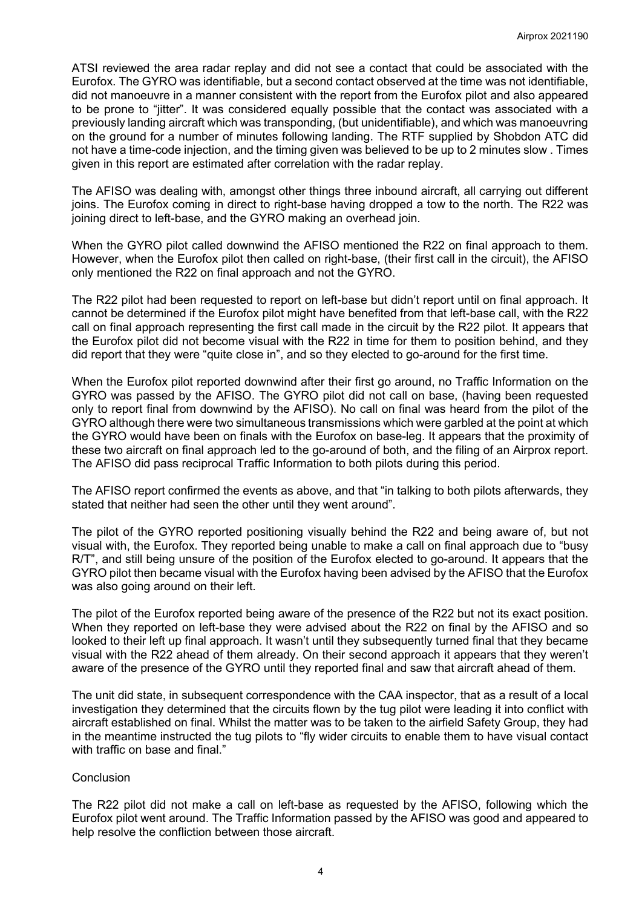ATSI reviewed the area radar replay and did not see a contact that could be associated with the Eurofox. The GYRO was identifiable, but a second contact observed at the time was not identifiable, did not manoeuvre in a manner consistent with the report from the Eurofox pilot and also appeared to be prone to "jitter". It was considered equally possible that the contact was associated with a previously landing aircraft which was transponding, (but unidentifiable), and which was manoeuvring on the ground for a number of minutes following landing. The RTF supplied by Shobdon ATC did not have a time-code injection, and the timing given was believed to be up to 2 minutes slow . Times given in this report are estimated after correlation with the radar replay.

The AFISO was dealing with, amongst other things three inbound aircraft, all carrying out different joins. The Eurofox coming in direct to right-base having dropped a tow to the north. The R22 was joining direct to left-base, and the GYRO making an overhead join.

When the GYRO pilot called downwind the AFISO mentioned the R22 on final approach to them. However, when the Eurofox pilot then called on right-base, (their first call in the circuit), the AFISO only mentioned the R22 on final approach and not the GYRO.

The R22 pilot had been requested to report on left-base but didn't report until on final approach. It cannot be determined if the Eurofox pilot might have benefited from that left-base call, with the R22 call on final approach representing the first call made in the circuit by the R22 pilot. It appears that the Eurofox pilot did not become visual with the R22 in time for them to position behind, and they did report that they were "quite close in", and so they elected to go-around for the first time.

When the Eurofox pilot reported downwind after their first go around, no Traffic Information on the GYRO was passed by the AFISO. The GYRO pilot did not call on base, (having been requested only to report final from downwind by the AFISO). No call on final was heard from the pilot of the GYRO although there were two simultaneous transmissions which were garbled at the point at which the GYRO would have been on finals with the Eurofox on base-leg. It appears that the proximity of these two aircraft on final approach led to the go-around of both, and the filing of an Airprox report. The AFISO did pass reciprocal Traffic Information to both pilots during this period.

The AFISO report confirmed the events as above, and that "in talking to both pilots afterwards, they stated that neither had seen the other until they went around".

The pilot of the GYRO reported positioning visually behind the R22 and being aware of, but not visual with, the Eurofox. They reported being unable to make a call on final approach due to "busy R/T", and still being unsure of the position of the Eurofox elected to go-around. It appears that the GYRO pilot then became visual with the Eurofox having been advised by the AFISO that the Eurofox was also going around on their left.

The pilot of the Eurofox reported being aware of the presence of the R22 but not its exact position. When they reported on left-base they were advised about the R22 on final by the AFISO and so looked to their left up final approach. It wasn't until they subsequently turned final that they became visual with the R22 ahead of them already. On their second approach it appears that they weren't aware of the presence of the GYRO until they reported final and saw that aircraft ahead of them.

The unit did state, in subsequent correspondence with the CAA inspector, that as a result of a local investigation they determined that the circuits flown by the tug pilot were leading it into conflict with aircraft established on final. Whilst the matter was to be taken to the airfield Safety Group, they had in the meantime instructed the tug pilots to "fly wider circuits to enable them to have visual contact with traffic on base and final."

Conclusion

The R22 pilot did not make a call on left-base as requested by the AFISO, following which the Eurofox pilot went around. The Traffic Information passed by the AFISO was good and appeared to help resolve the confliction between those aircraft.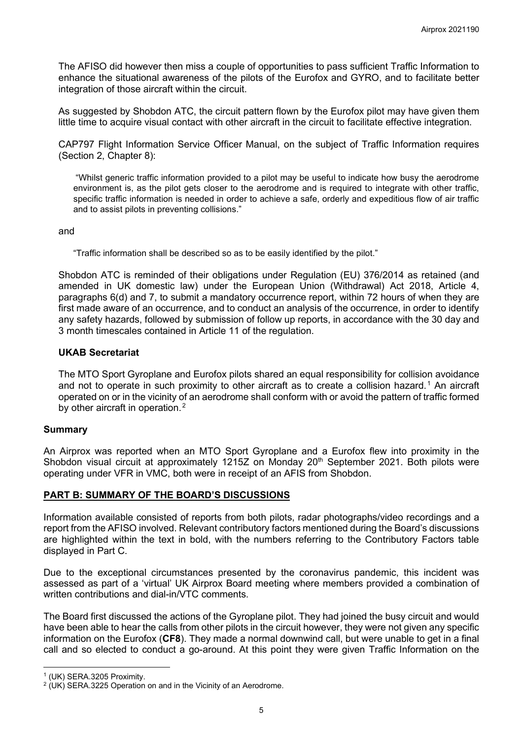The AFISO did however then miss a couple of opportunities to pass sufficient Traffic Information to enhance the situational awareness of the pilots of the Eurofox and GYRO, and to facilitate better integration of those aircraft within the circuit.

As suggested by Shobdon ATC, the circuit pattern flown by the Eurofox pilot may have given them little time to acquire visual contact with other aircraft in the circuit to facilitate effective integration.

CAP797 Flight Information Service Officer Manual, on the subject of Traffic Information requires (Section 2, Chapter 8):

> "Whilst generic traffic information provided to a pilot may be useful to indicate how busy the aerodrome environment is, as the pilot gets closer to the aerodrome and is required to integrate with other traffic, specific traffic information is needed in order to achieve a safe, orderly and expeditious flow of air traffic and to assist pilots in preventing collisions."

and

> "Traffic information shall be described so as to be easily identified by the pilot."

Shobdon ATC is reminded of their obligations under Regulation (EU) 376/2014 as retained (and amended in UK domestic law) under the European Union (Withdrawal) Act 2018, Article 4, paragraphs 6(d) and 7, to submit a mandatory occurrence report, within 72 hours of when they are first made aware of an occurrence, and to conduct an analysis of the occurrence, in order to identify any safety hazards, followed by submission of follow up reports, in accordance with the 30 day and 3 month timescales contained in Article 11 of the regulation.

### UKAB Secretariat

The MTO Sport Gyroplane and Eurofox pilots shared an equal responsibility for collision avoidance and not to operate in such proximity to other aircraft as to create a collision hazard.[1] An aircraft operated on or in the vicinity of an aerodrome shall conform with or avoid the pattern of traffic formed by other aircraft in operation.[2]

## Summary

An Airprox was reported when an MTO Sport Gyroplane and a Eurofox flew into proximity in the Shobdon visual circuit at approximately 1215Z on Monday 20th September 2021. Both pilots were operating under VFR in VMC, both were in receipt of an AFIS from Shobdon.

## PART B: SUMMARY OF THE BOARD'S DISCUSSIONS

Information available consisted of reports from both pilots, radar photographs/video recordings and a report from the AFISO involved. Relevant contributory factors mentioned during the Board's discussions are highlighted within the text in bold, with the numbers referring to the Contributory Factors table displayed in Part C.

Due to the exceptional circumstances presented by the coronavirus pandemic, this incident was assessed as part of a 'virtual' UK Airprox Board meeting where members provided a combination of written contributions and dial-in/VTC comments.

The Board first discussed the actions of the Gyroplane pilot. They had joined the busy circuit and would have been able to hear the calls from other pilots in the circuit however, they were not given any specific information on the Eurofox (**CF8**). They made a normal downwind call, but were unable to get in a final call and so elected to conduct a go-around. At this point they were given Traffic Information on the

[1] (UK) SERA.3205 Proximity.
[2] (UK) SERA.3225 Operation on and in the Vicinity of an Aerodrome.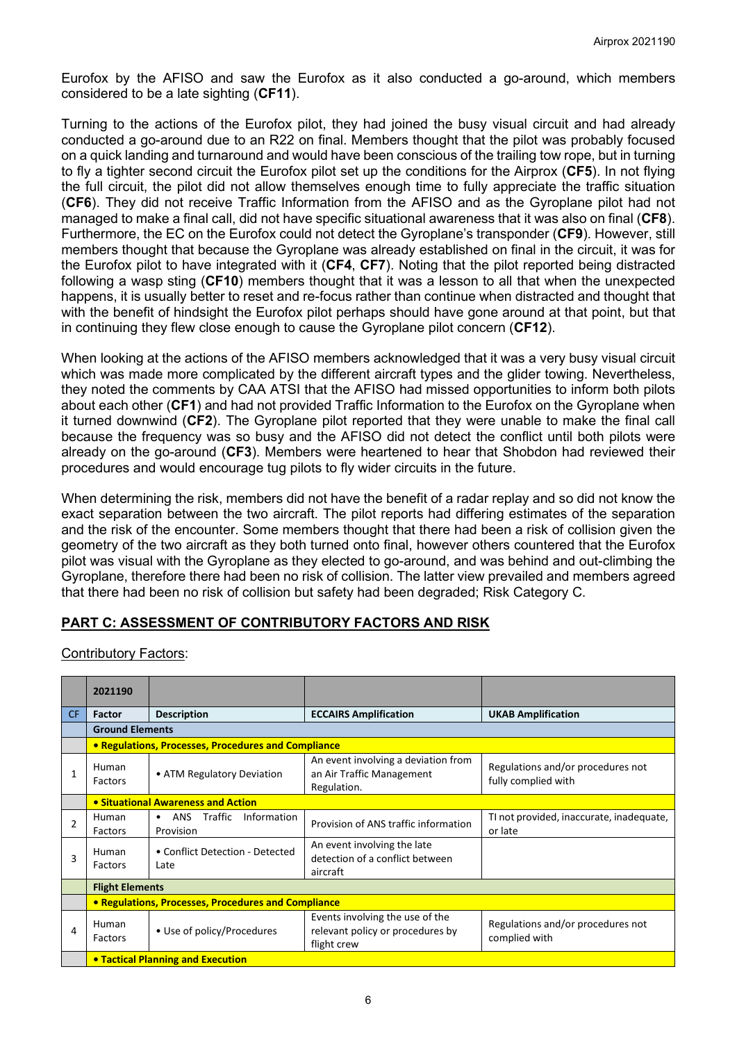Eurofox by the AFISO and saw the Eurofox as it also conducted a go-around, which members considered to be a late sighting (**CF11**).

Turning to the actions of the Eurofox pilot, they had joined the busy visual circuit and had already conducted a go-around due to an R22 on final. Members thought that the pilot was probably focused on a quick landing and turnaround and would have been conscious of the trailing tow rope, but in turning to fly a tighter second circuit the Eurofox pilot set up the conditions for the Airprox (**CF5**). In not flying the full circuit, the pilot did not allow themselves enough time to fully appreciate the traffic situation (**CF6**). They did not receive Traffic Information from the AFISO and as the Gyroplane pilot had not managed to make a final call, did not have specific situational awareness that it was also on final (**CF8**). Furthermore, the EC on the Eurofox could not detect the Gyroplane's transponder (**CF9**). However, still members thought that because the Gyroplane was already established on final in the circuit, it was for the Eurofox pilot to have integrated with it (**CF4**, **CF7**). Noting that the pilot reported being distracted following a wasp sting (**CF10**) members thought that it was a lesson to all that when the unexpected happens, it is usually better to reset and re-focus rather than continue when distracted and thought that with the benefit of hindsight the Eurofox pilot perhaps should have gone around at that point, but that in continuing they flew close enough to cause the Gyroplane pilot concern (**CF12**).

When looking at the actions of the AFISO members acknowledged that it was a very busy visual circuit which was made more complicated by the different aircraft types and the glider towing. Nevertheless, they noted the comments by CAA ATSI that the AFISO had missed opportunities to inform both pilots about each other (**CF1**) and had not provided Traffic Information to the Eurofox on the Gyroplane when it turned downwind (**CF2**). The Gyroplane pilot reported that they were unable to make the final call because the frequency was so busy and the AFISO did not detect the conflict until both pilots were already on the go-around (**CF3**). Members were heartened to hear that Shobdon had reviewed their procedures and would encourage tug pilots to fly wider circuits in the future.

When determining the risk, members did not have the benefit of a radar replay and so did not know the exact separation between the two aircraft. The pilot reports had differing estimates of the separation and the risk of the encounter. Some members thought that there had been a risk of collision given the geometry of the two aircraft as they both turned onto final, however others countered that the Eurofox pilot was visual with the Gyroplane as they elected to go-around, and was behind and out-climbing the Gyroplane, therefore there had been no risk of collision. The latter view prevailed and members agreed that there had been no risk of collision but safety had been degraded; Risk Category C.

## PART C: ASSESSMENT OF CONTRIBUTORY FACTORS AND RISK

Contributory Factors:

| | 2021190 | | | |
|---|---|---|---|---|
| CF | Factor | Description | ECCAIRS Amplification | UKAB Amplification |
| | **Ground Elements** | | | |
| | **• Regulations, Processes, Procedures and Compliance** | | | |
| 1 | Human Factors | • ATM Regulatory Deviation | An event involving a deviation from an Air Traffic Management Regulation. | Regulations and/or procedures not fully complied with |
| | **• Situational Awareness and Action** | | | |
| 2 | Human Factors | • ANS Traffic Information Provision | Provision of ANS traffic information | TI not provided, inaccurate, inadequate, or late |
| 3 | Human Factors | • Conflict Detection - Detected Late | An event involving the late detection of a conflict between aircraft | |
| | **Flight Elements** | | | |
| | **• Regulations, Processes, Procedures and Compliance** | | | |
| 4 | Human Factors | • Use of policy/Procedures | Events involving the use of the relevant policy or procedures by flight crew | Regulations and/or procedures not complied with |
| | **• Tactical Planning and Execution** | | | |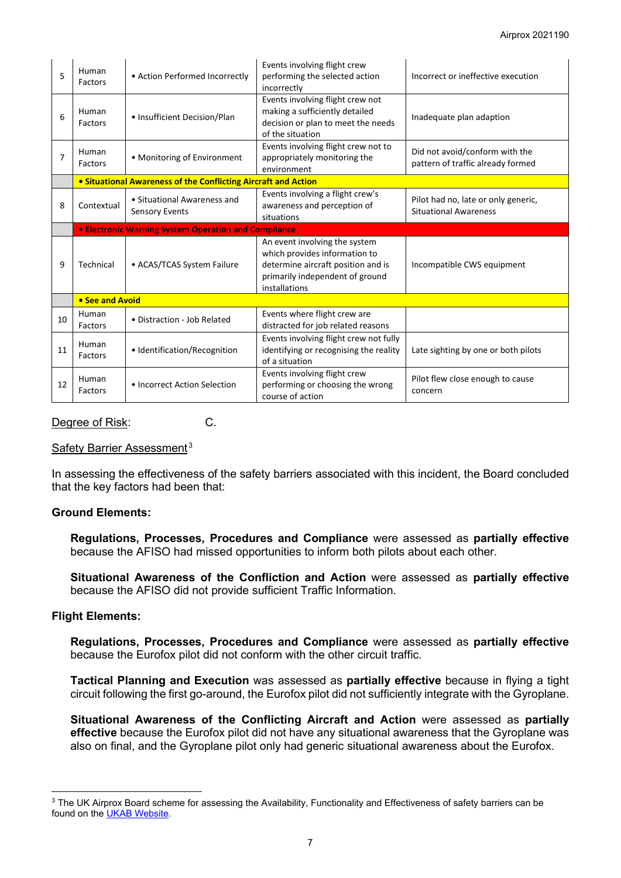| | | | | |
|---|---|---|---|---|
| 5 | Human Factors | • Action Performed Incorrectly | Events involving flight crew performing the selected action incorrectly | Incorrect or ineffective execution |
| 6 | Human Factors | • Insufficient Decision/Plan | Events involving flight crew not making a sufficiently detailed decision or plan to meet the needs of the situation | Inadequate plan adaption |
| 7 | Human Factors | • Monitoring of Environment | Events involving flight crew not to appropriately monitoring the environment | Did not avoid/conform with the pattern of traffic already formed |
| | **• Situational Awareness of the Conflicting Aircraft and Action** | | | |
| 8 | Contextual | • Situational Awareness and Sensory Events | Events involving a flight crew's awareness and perception of situations | Pilot had no, late or only generic, Situational Awareness |
| | **• Electronic Warning System Operation and Compliance** | | | |
| 9 | Technical | • ACAS/TCAS System Failure | An event involving the system which provides information to determine aircraft position and is primarily independent of ground installations | Incompatible CWS equipment |
| | **• See and Avoid** | | | |
| 10 | Human Factors | • Distraction - Job Related | Events where flight crew are distracted for job related reasons | |
| 11 | Human Factors | • Identification/Recognition | Events involving flight crew not fully identifying or recognising the reality of a situation | Late sighting by one or both pilots |
| 12 | Human Factors | • Incorrect Action Selection | Events involving flight crew performing or choosing the wrong course of action | Pilot flew close enough to cause concern |

Degree of Risk: C.

Safety Barrier Assessment[3]

In assessing the effectiveness of the safety barriers associated with this incident, the Board concluded that the key factors had been that:

**Ground Elements:**

**Regulations, Processes, Procedures and Compliance** were assessed as **partially effective** because the AFISO had missed opportunities to inform both pilots about each other.

**Situational Awareness of the Confliction and Action** were assessed as **partially effective** because the AFISO did not provide sufficient Traffic Information.

**Flight Elements:**

**Regulations, Processes, Procedures and Compliance** were assessed as **partially effective** because the Eurofox pilot did not conform with the other circuit traffic.

**Tactical Planning and Execution** was assessed as **partially effective** because in flying a tight circuit following the first go-around, the Eurofox pilot did not sufficiently integrate with the Gyroplane.

**Situational Awareness of the Conflicting Aircraft and Action** were assessed as **partially effective** because the Eurofox pilot did not have any situational awareness that the Gyroplane was also on final, and the Gyroplane pilot only had generic situational awareness about the Eurofox.

---

[3] The UK Airprox Board scheme for assessing the Availability, Functionality and Effectiveness of safety barriers can be found on the UKAB Website.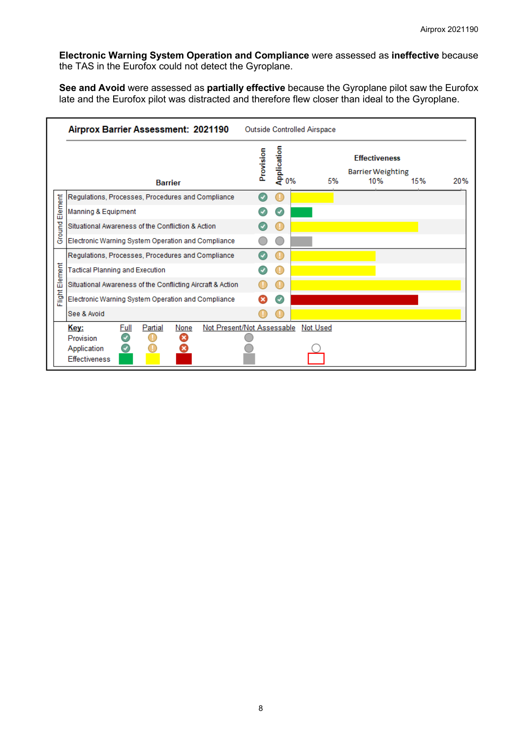**Electronic Warning System Operation and Compliance** were assessed as **ineffective** because the TAS in the Eurofox could not detect the Gyroplane.

**See and Avoid** were assessed as **partially effective** because the Gyroplane pilot saw the Eurofox late and the Eurofox pilot was distracted and therefore flew closer than ideal to the Gyroplane.

**Airprox Barrier Assessment: 2021190** Outside Controlled Airspace

| | Barrier | Provision | Application | Effectiveness |
|---|---|---|---|---|
| Ground Element | Regulations, Processes, Procedures and Compliance | Full | Partial | Partial |
| | Manning & Equipment | Full | Full | Full |
| | Situational Awareness of the Confliction & Action | Full | Partial | Partial |
| | Electronic Warning System Operation and Compliance | Not Present/Not Assessable | Not Present/Not Assessable | Not Present/Not Assessable |
| Flight Element | Regulations, Processes, Procedures and Compliance | Full | Partial | Partial |
| | Tactical Planning and Execution | Full | Partial | Partial |
| | Situational Awareness of the Conflicting Aircraft & Action | Partial | Partial | Partial |
| | Electronic Warning System Operation and Compliance | None | Full | None |
| | See & Avoid | Partial | Partial | Partial |

Effectiveness
Barrier Weighting
0% 5% 10% 15% 20%

Key: Full, Partial, None, Not Present/Not Assessable, Not Used
Provision
Application
Effectiveness